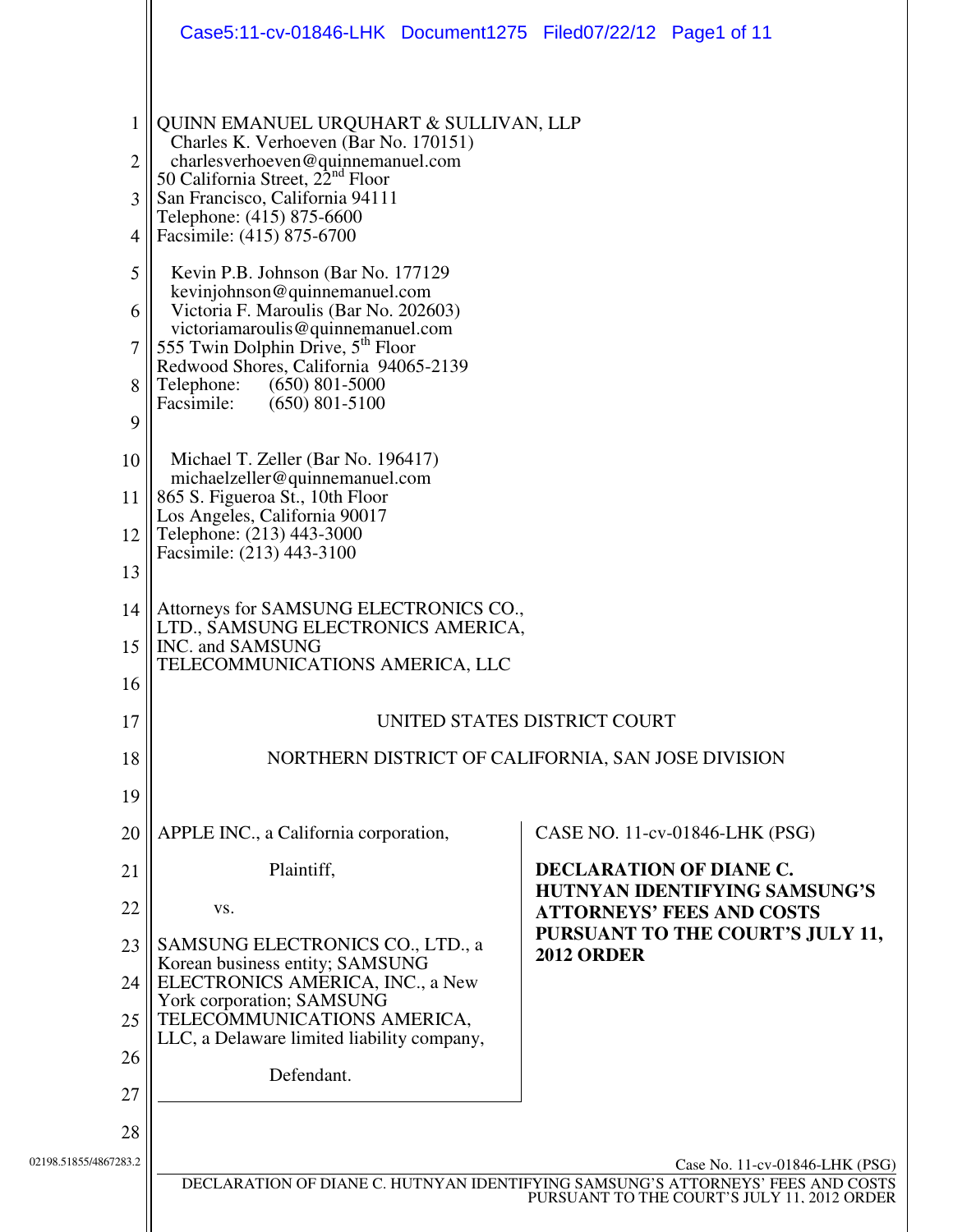QUINN EMANUEL URQUHART & SULLIVAN, LLP
Charles K. Verhoeven (Bar No. 170151)
charlesverhoeven@quinnemanuel.com
50 California Street, 22nd Floor
San Francisco, California 94111
Telephone: (415) 875-6600
Facsimile: (415) 875-6700

Kevin P.B. Johnson (Bar No. 177129
kevinjohnson@quinnemanuel.com
Victoria F. Maroulis (Bar No. 202603)
victoriamaroulis@quinnemanuel.com
555 Twin Dolphin Drive, 5th Floor
Redwood Shores, California 94065-2139
Telephone: (650) 801-5000
Facsimile: (650) 801-5100

Michael T. Zeller (Bar No. 196417)
michaelzeller@quinnemanuel.com
865 S. Figueroa St., 10th Floor
Los Angeles, California 90017
Telephone: (213) 443-3000
Facsimile: (213) 443-3100

Attorneys for SAMSUNG ELECTRONICS CO., LTD., SAMSUNG ELECTRONICS AMERICA, INC. and SAMSUNG TELECOMMUNICATIONS AMERICA, LLC

UNITED STATES DISTRICT COURT

NORTHERN DISTRICT OF CALIFORNIA, SAN JOSE DIVISION

APPLE INC., a California corporation,

Plaintiff,

vs.

SAMSUNG ELECTRONICS CO., LTD., a Korean business entity; SAMSUNG ELECTRONICS AMERICA, INC., a New York corporation; SAMSUNG TELECOMMUNICATIONS AMERICA, LLC, a Delaware limited liability company,

Defendant.

CASE NO. 11-cv-01846-LHK (PSG)

**DECLARATION OF DIANE C. HUTNYAN IDENTIFYING SAMSUNG'S ATTORNEYS' FEES AND COSTS PURSUANT TO THE COURT'S JULY 11, 2012 ORDER**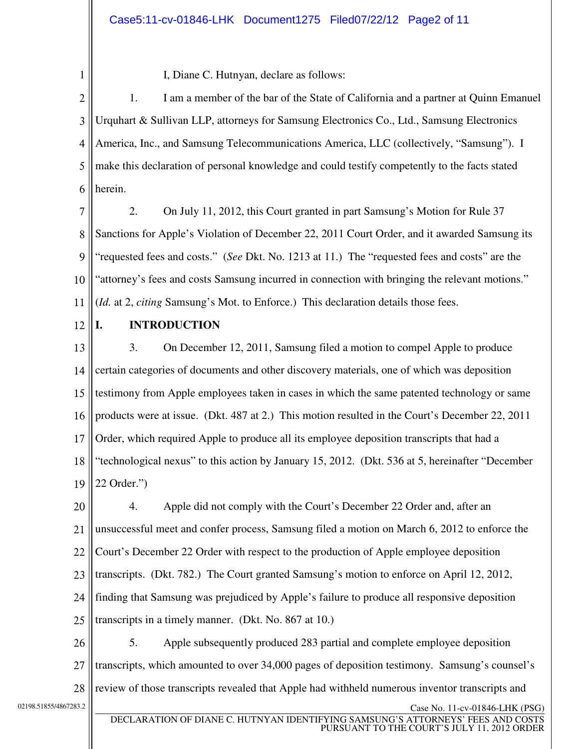I, Diane C. Hutnyan, declare as follows:

1. I am a member of the bar of the State of California and a partner at Quinn Emanuel Urquhart & Sullivan LLP, attorneys for Samsung Electronics Co., Ltd., Samsung Electronics America, Inc., and Samsung Telecommunications America, LLC (collectively, "Samsung"). I make this declaration of personal knowledge and could testify competently to the facts stated herein.

2. On July 11, 2012, this Court granted in part Samsung's Motion for Rule 37 Sanctions for Apple's Violation of December 22, 2011 Court Order, and it awarded Samsung its "requested fees and costs." (*See* Dkt. No. 1213 at 11.) The "requested fees and costs" are the "attorney's fees and costs Samsung incurred in connection with bringing the relevant motions." (*Id.* at 2, *citing* Samsung's Mot. to Enforce.) This declaration details those fees.

## I. INTRODUCTION

3. On December 12, 2011, Samsung filed a motion to compel Apple to produce certain categories of documents and other discovery materials, one of which was deposition testimony from Apple employees taken in cases in which the same patented technology or same products were at issue. (Dkt. 487 at 2.) This motion resulted in the Court's December 22, 2011 Order, which required Apple to produce all its employee deposition transcripts that had a "technological nexus" to this action by January 15, 2012. (Dkt. 536 at 5, hereinafter "December 22 Order.")

4. Apple did not comply with the Court's December 22 Order and, after an unsuccessful meet and confer process, Samsung filed a motion on March 6, 2012 to enforce the Court's December 22 Order with respect to the production of Apple employee deposition transcripts. (Dkt. 782.) The Court granted Samsung's motion to enforce on April 12, 2012, finding that Samsung was prejudiced by Apple's failure to produce all responsive deposition transcripts in a timely manner. (Dkt. No. 867 at 10.)

5. Apple subsequently produced 283 partial and complete employee deposition transcripts, which amounted to over 34,000 pages of deposition testimony. Samsung's counsel's review of those transcripts revealed that Apple had withheld numerous inventor transcripts and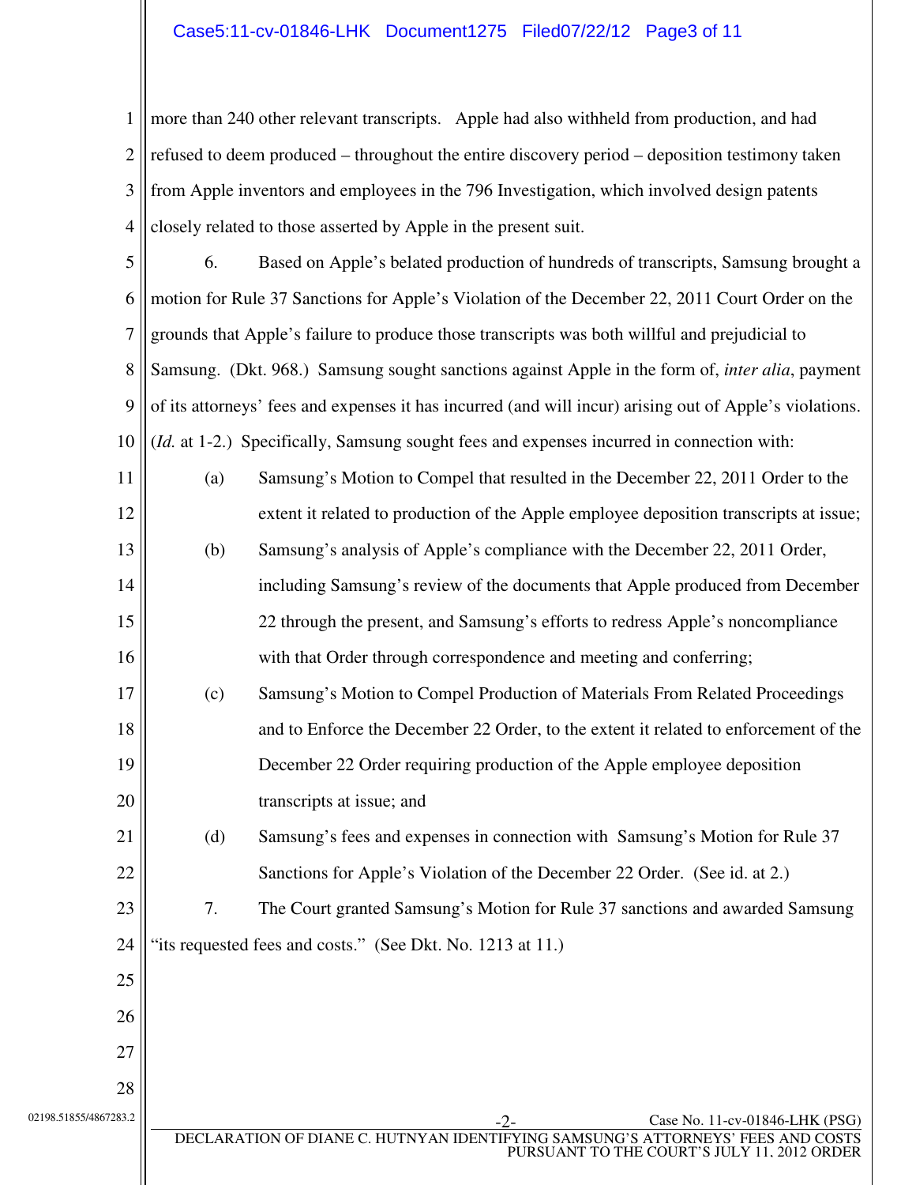more than 240 other relevant transcripts. Apple had also withheld from production, and had refused to deem produced – throughout the entire discovery period – deposition testimony taken from Apple inventors and employees in the 796 Investigation, which involved design patents closely related to those asserted by Apple in the present suit.

6. Based on Apple's belated production of hundreds of transcripts, Samsung brought a motion for Rule 37 Sanctions for Apple's Violation of the December 22, 2011 Court Order on the grounds that Apple's failure to produce those transcripts was both willful and prejudicial to Samsung. (Dkt. 968.) Samsung sought sanctions against Apple in the form of, *inter alia*, payment of its attorneys' fees and expenses it has incurred (and will incur) arising out of Apple's violations. (*Id.* at 1-2.) Specifically, Samsung sought fees and expenses incurred in connection with:

(a) Samsung's Motion to Compel that resulted in the December 22, 2011 Order to the extent it related to production of the Apple employee deposition transcripts at issue;

(b) Samsung's analysis of Apple's compliance with the December 22, 2011 Order, including Samsung's review of the documents that Apple produced from December 22 through the present, and Samsung's efforts to redress Apple's noncompliance with that Order through correspondence and meeting and conferring;

(c) Samsung's Motion to Compel Production of Materials From Related Proceedings and to Enforce the December 22 Order, to the extent it related to enforcement of the December 22 Order requiring production of the Apple employee deposition transcripts at issue; and

(d) Samsung's fees and expenses in connection with Samsung's Motion for Rule 37 Sanctions for Apple's Violation of the December 22 Order. (See id. at 2.)

7. The Court granted Samsung's Motion for Rule 37 sanctions and awarded Samsung "its requested fees and costs." (See Dkt. No. 1213 at 11.)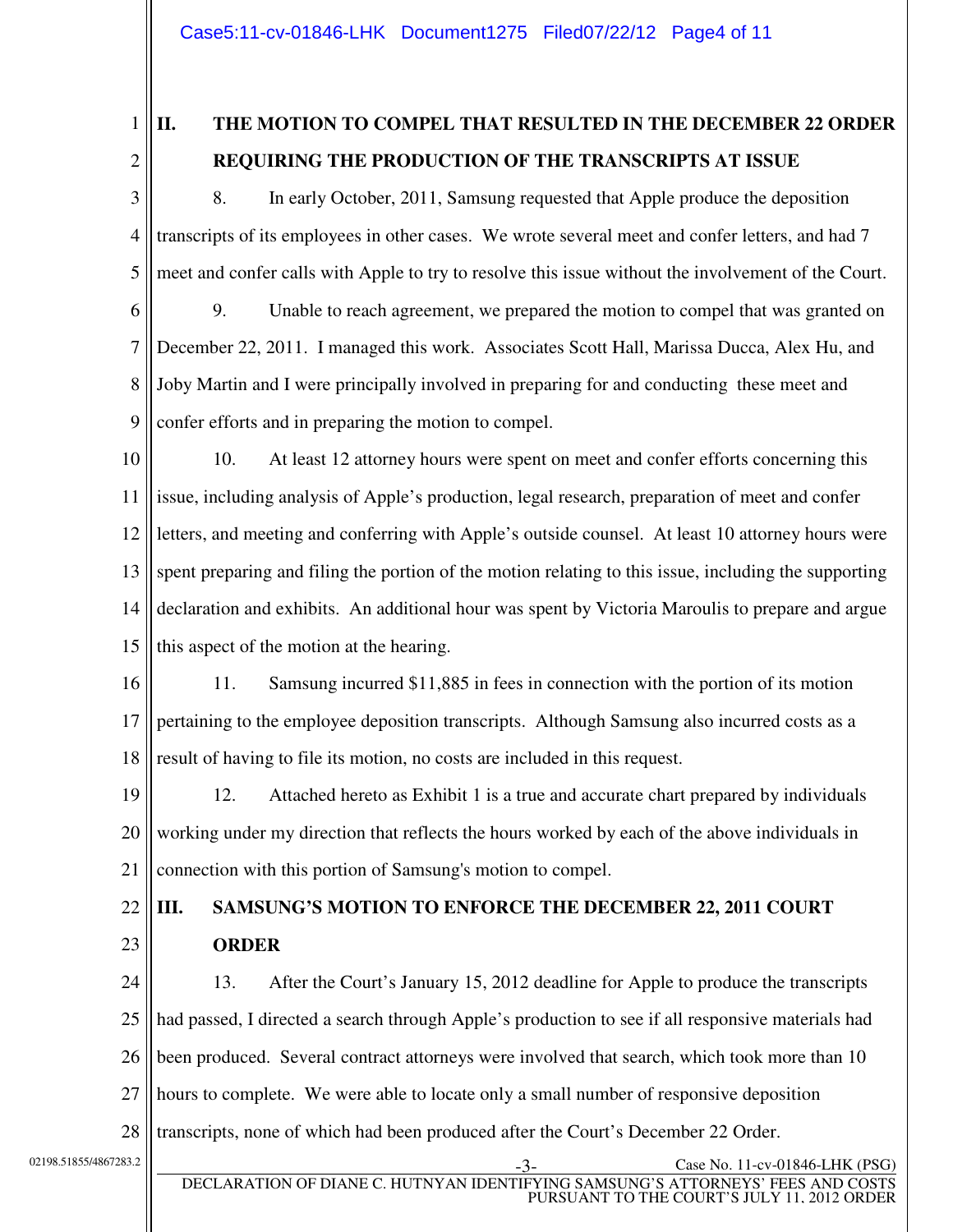## II. THE MOTION TO COMPEL THAT RESULTED IN THE DECEMBER 22 ORDER REQUIRING THE PRODUCTION OF THE TRANSCRIPTS AT ISSUE

8. In early October, 2011, Samsung requested that Apple produce the deposition transcripts of its employees in other cases. We wrote several meet and confer letters, and had 7 meet and confer calls with Apple to try to resolve this issue without the involvement of the Court.

9. Unable to reach agreement, we prepared the motion to compel that was granted on December 22, 2011. I managed this work. Associates Scott Hall, Marissa Ducca, Alex Hu, and Joby Martin and I were principally involved in preparing for and conducting these meet and confer efforts and in preparing the motion to compel.

10. At least 12 attorney hours were spent on meet and confer efforts concerning this issue, including analysis of Apple's production, legal research, preparation of meet and confer letters, and meeting and conferring with Apple's outside counsel. At least 10 attorney hours were spent preparing and filing the portion of the motion relating to this issue, including the supporting declaration and exhibits. An additional hour was spent by Victoria Maroulis to prepare and argue this aspect of the motion at the hearing.

11. Samsung incurred $11,885 in fees in connection with the portion of its motion pertaining to the employee deposition transcripts. Although Samsung also incurred costs as a result of having to file its motion, no costs are included in this request.

12. Attached hereto as Exhibit 1 is a true and accurate chart prepared by individuals working under my direction that reflects the hours worked by each of the above individuals in connection with this portion of Samsung's motion to compel.

## III. SAMSUNG'S MOTION TO ENFORCE THE DECEMBER 22, 2011 COURT ORDER

13. After the Court's January 15, 2012 deadline for Apple to produce the transcripts had passed, I directed a search through Apple's production to see if all responsive materials had been produced. Several contract attorneys were involved that search, which took more than 10 hours to complete. We were able to locate only a small number of responsive deposition transcripts, none of which had been produced after the Court's December 22 Order.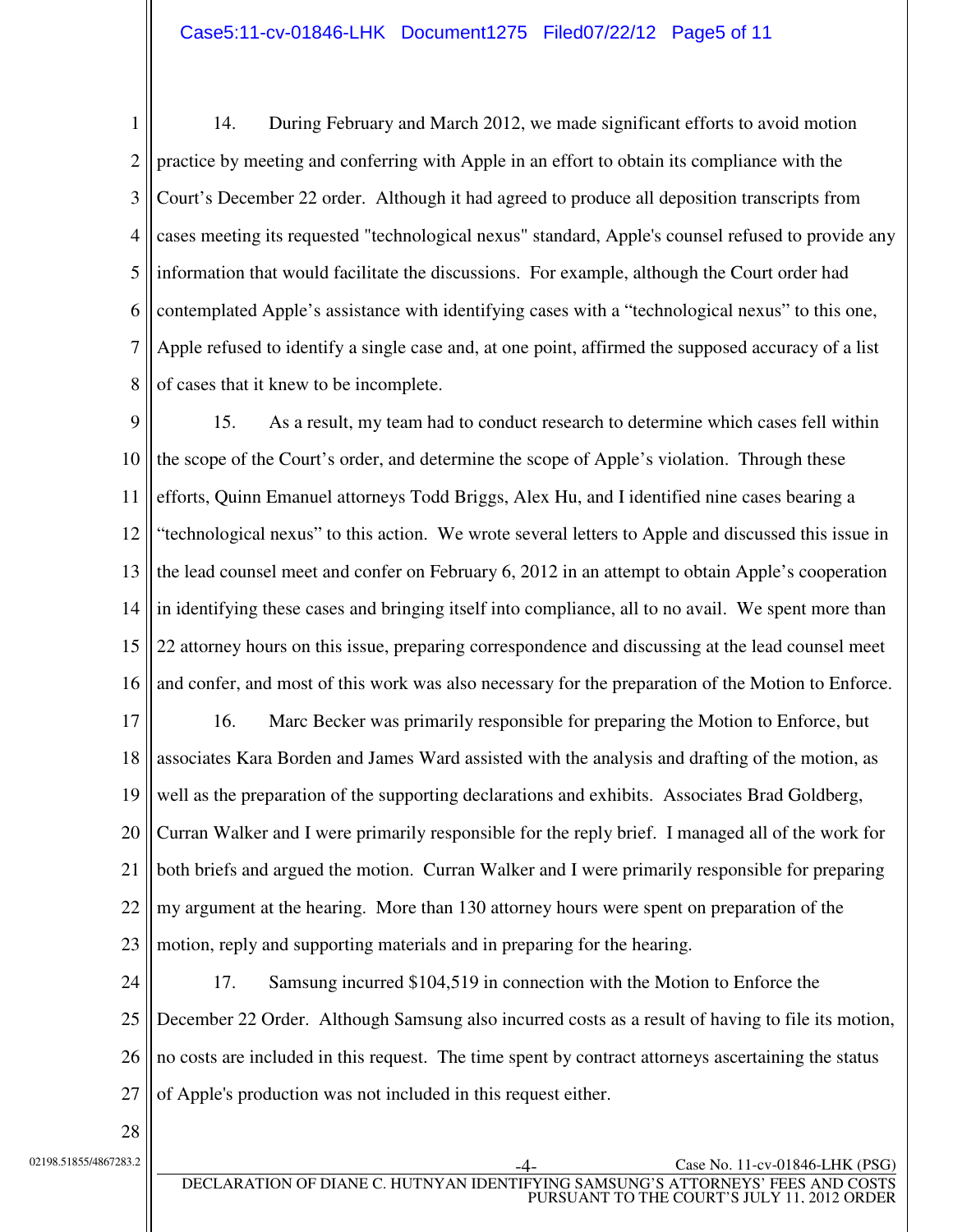14. During February and March 2012, we made significant efforts to avoid motion practice by meeting and conferring with Apple in an effort to obtain its compliance with the Court's December 22 order. Although it had agreed to produce all deposition transcripts from cases meeting its requested "technological nexus" standard, Apple's counsel refused to provide any information that would facilitate the discussions. For example, although the Court order had contemplated Apple's assistance with identifying cases with a "technological nexus" to this one, Apple refused to identify a single case and, at one point, affirmed the supposed accuracy of a list of cases that it knew to be incomplete.

15. As a result, my team had to conduct research to determine which cases fell within the scope of the Court's order, and determine the scope of Apple's violation. Through these efforts, Quinn Emanuel attorneys Todd Briggs, Alex Hu, and I identified nine cases bearing a "technological nexus" to this action. We wrote several letters to Apple and discussed this issue in the lead counsel meet and confer on February 6, 2012 in an attempt to obtain Apple's cooperation in identifying these cases and bringing itself into compliance, all to no avail. We spent more than 22 attorney hours on this issue, preparing correspondence and discussing at the lead counsel meet and confer, and most of this work was also necessary for the preparation of the Motion to Enforce.

16. Marc Becker was primarily responsible for preparing the Motion to Enforce, but associates Kara Borden and James Ward assisted with the analysis and drafting of the motion, as well as the preparation of the supporting declarations and exhibits. Associates Brad Goldberg, Curran Walker and I were primarily responsible for the reply brief. I managed all of the work for both briefs and argued the motion. Curran Walker and I were primarily responsible for preparing my argument at the hearing. More than 130 attorney hours were spent on preparation of the motion, reply and supporting materials and in preparing for the hearing.

17. Samsung incurred $104,519 in connection with the Motion to Enforce the December 22 Order. Although Samsung also incurred costs as a result of having to file its motion, no costs are included in this request. The time spent by contract attorneys ascertaining the status of Apple's production was not included in this request either.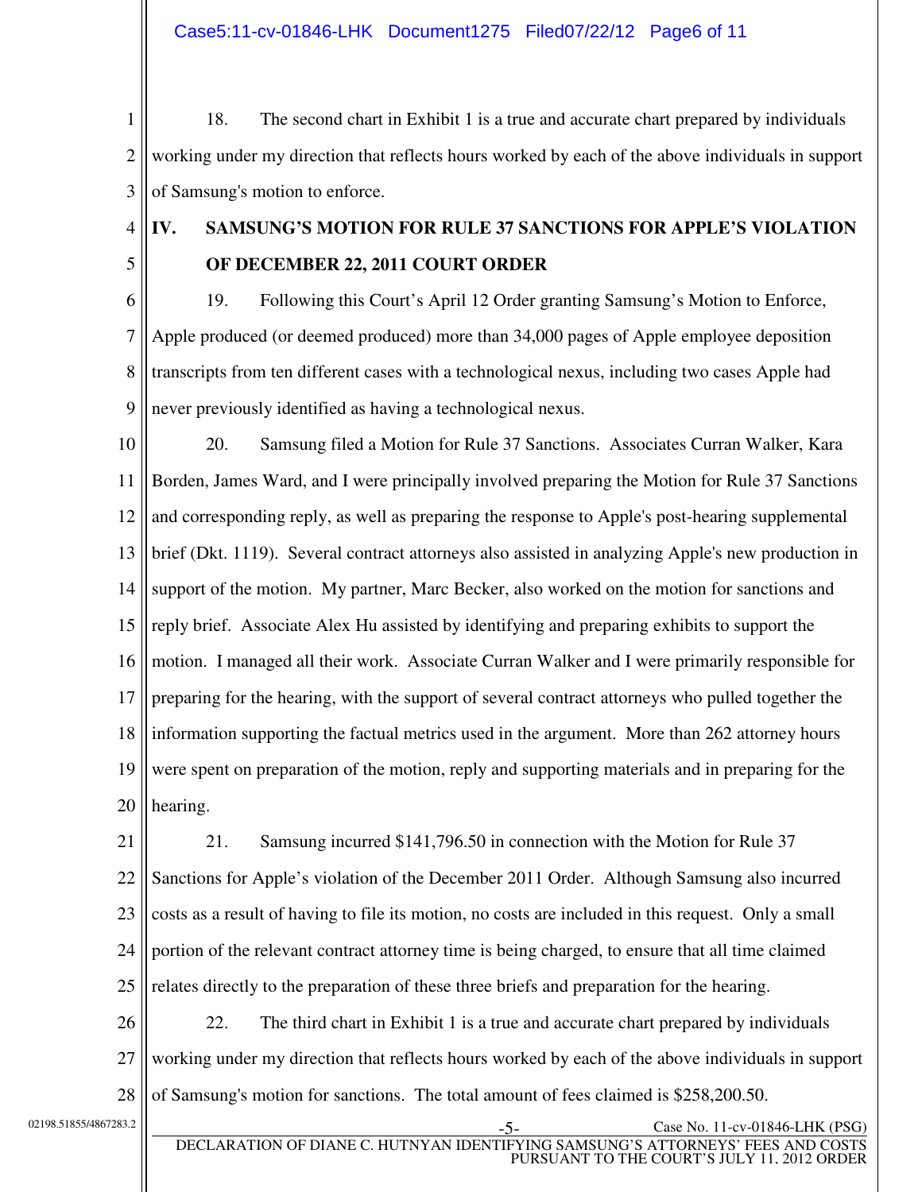18. The second chart in Exhibit 1 is a true and accurate chart prepared by individuals working under my direction that reflects hours worked by each of the above individuals in support of Samsung's motion to enforce.

## IV. SAMSUNG'S MOTION FOR RULE 37 SANCTIONS FOR APPLE'S VIOLATION OF DECEMBER 22, 2011 COURT ORDER

19. Following this Court's April 12 Order granting Samsung's Motion to Enforce, Apple produced (or deemed produced) more than 34,000 pages of Apple employee deposition transcripts from ten different cases with a technological nexus, including two cases Apple had never previously identified as having a technological nexus.

20. Samsung filed a Motion for Rule 37 Sanctions. Associates Curran Walker, Kara Borden, James Ward, and I were principally involved preparing the Motion for Rule 37 Sanctions and corresponding reply, as well as preparing the response to Apple's post-hearing supplemental brief (Dkt. 1119). Several contract attorneys also assisted in analyzing Apple's new production in support of the motion. My partner, Marc Becker, also worked on the motion for sanctions and reply brief. Associate Alex Hu assisted by identifying and preparing exhibits to support the motion. I managed all their work. Associate Curran Walker and I were primarily responsible for preparing for the hearing, with the support of several contract attorneys who pulled together the information supporting the factual metrics used in the argument. More than 262 attorney hours were spent on preparation of the motion, reply and supporting materials and in preparing for the hearing.

21. Samsung incurred $141,796.50 in connection with the Motion for Rule 37 Sanctions for Apple's violation of the December 2011 Order. Although Samsung also incurred costs as a result of having to file its motion, no costs are included in this request. Only a small portion of the relevant contract attorney time is being charged, to ensure that all time claimed relates directly to the preparation of these three briefs and preparation for the hearing.

22. The third chart in Exhibit 1 is a true and accurate chart prepared by individuals working under my direction that reflects hours worked by each of the above individuals in support of Samsung's motion for sanctions. The total amount of fees claimed is $258,200.50.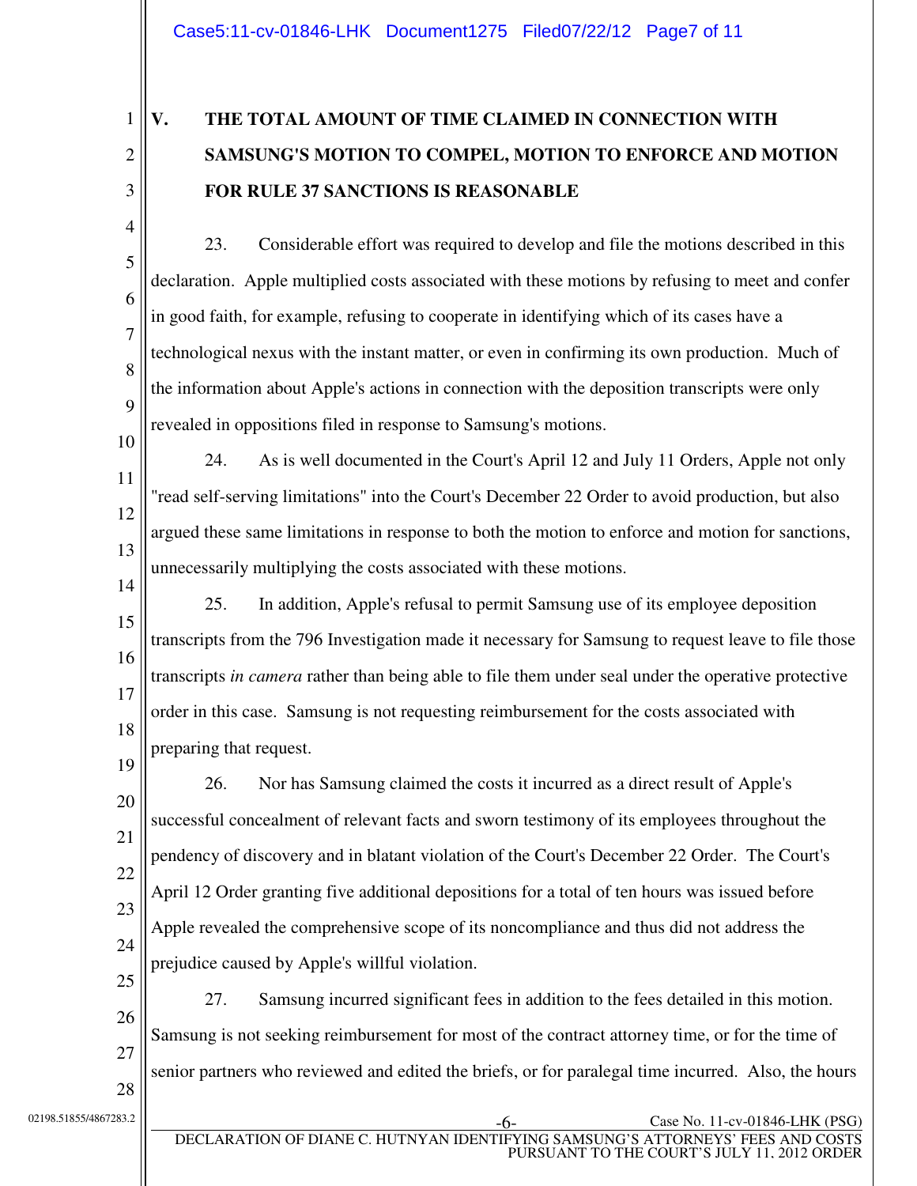## V. THE TOTAL AMOUNT OF TIME CLAIMED IN CONNECTION WITH SAMSUNG'S MOTION TO COMPEL, MOTION TO ENFORCE AND MOTION FOR RULE 37 SANCTIONS IS REASONABLE

23. Considerable effort was required to develop and file the motions described in this declaration. Apple multiplied costs associated with these motions by refusing to meet and confer in good faith, for example, refusing to cooperate in identifying which of its cases have a technological nexus with the instant matter, or even in confirming its own production. Much of the information about Apple's actions in connection with the deposition transcripts were only revealed in oppositions filed in response to Samsung's motions.

24. As is well documented in the Court's April 12 and July 11 Orders, Apple not only "read self-serving limitations" into the Court's December 22 Order to avoid production, but also argued these same limitations in response to both the motion to enforce and motion for sanctions, unnecessarily multiplying the costs associated with these motions.

25. In addition, Apple's refusal to permit Samsung use of its employee deposition transcripts from the 796 Investigation made it necessary for Samsung to request leave to file those transcripts *in camera* rather than being able to file them under seal under the operative protective order in this case. Samsung is not requesting reimbursement for the costs associated with preparing that request.

26. Nor has Samsung claimed the costs it incurred as a direct result of Apple's successful concealment of relevant facts and sworn testimony of its employees throughout the pendency of discovery and in blatant violation of the Court's December 22 Order. The Court's April 12 Order granting five additional depositions for a total of ten hours was issued before Apple revealed the comprehensive scope of its noncompliance and thus did not address the prejudice caused by Apple's willful violation.

27. Samsung incurred significant fees in addition to the fees detailed in this motion. Samsung is not seeking reimbursement for most of the contract attorney time, or for the time of senior partners who reviewed and edited the briefs, or for paralegal time incurred. Also, the hours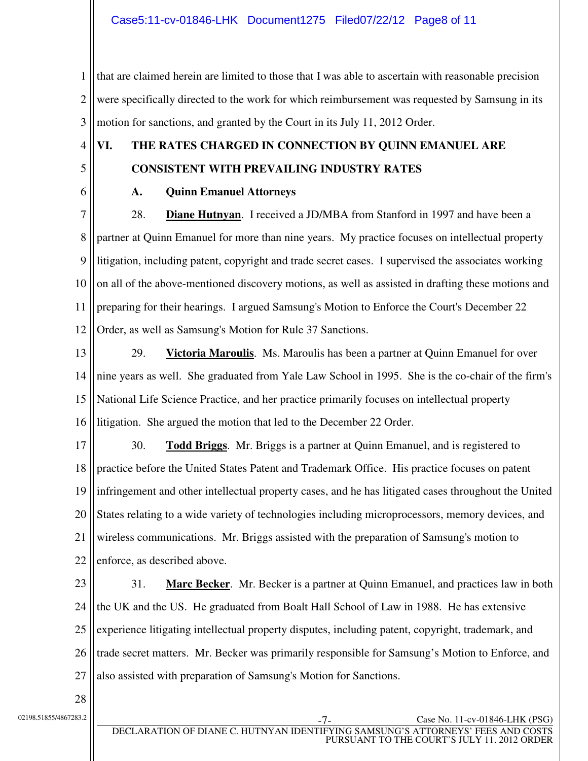that are claimed herein are limited to those that I was able to ascertain with reasonable precision were specifically directed to the work for which reimbursement was requested by Samsung in its motion for sanctions, and granted by the Court in its July 11, 2012 Order.

## VI. THE RATES CHARGED IN CONNECTION BY QUINN EMANUEL ARE CONSISTENT WITH PREVAILING INDUSTRY RATES

### A. Quinn Emanuel Attorneys

28. **Diane Hutnyan**. I received a JD/MBA from Stanford in 1997 and have been a partner at Quinn Emanuel for more than nine years. My practice focuses on intellectual property litigation, including patent, copyright and trade secret cases. I supervised the associates working on all of the above-mentioned discovery motions, as well as assisted in drafting these motions and preparing for their hearings. I argued Samsung's Motion to Enforce the Court's December 22 Order, as well as Samsung's Motion for Rule 37 Sanctions.

29. **Victoria Maroulis**. Ms. Maroulis has been a partner at Quinn Emanuel for over nine years as well. She graduated from Yale Law School in 1995. She is the co-chair of the firm's National Life Science Practice, and her practice primarily focuses on intellectual property litigation. She argued the motion that led to the December 22 Order.

30. **Todd Briggs**. Mr. Briggs is a partner at Quinn Emanuel, and is registered to practice before the United States Patent and Trademark Office. His practice focuses on patent infringement and other intellectual property cases, and he has litigated cases throughout the United States relating to a wide variety of technologies including microprocessors, memory devices, and wireless communications. Mr. Briggs assisted with the preparation of Samsung's motion to enforce, as described above.

31. **Marc Becker**. Mr. Becker is a partner at Quinn Emanuel, and practices law in both the UK and the US. He graduated from Boalt Hall School of Law in 1988. He has extensive experience litigating intellectual property disputes, including patent, copyright, trademark, and trade secret matters. Mr. Becker was primarily responsible for Samsung's Motion to Enforce, and also assisted with preparation of Samsung's Motion for Sanctions.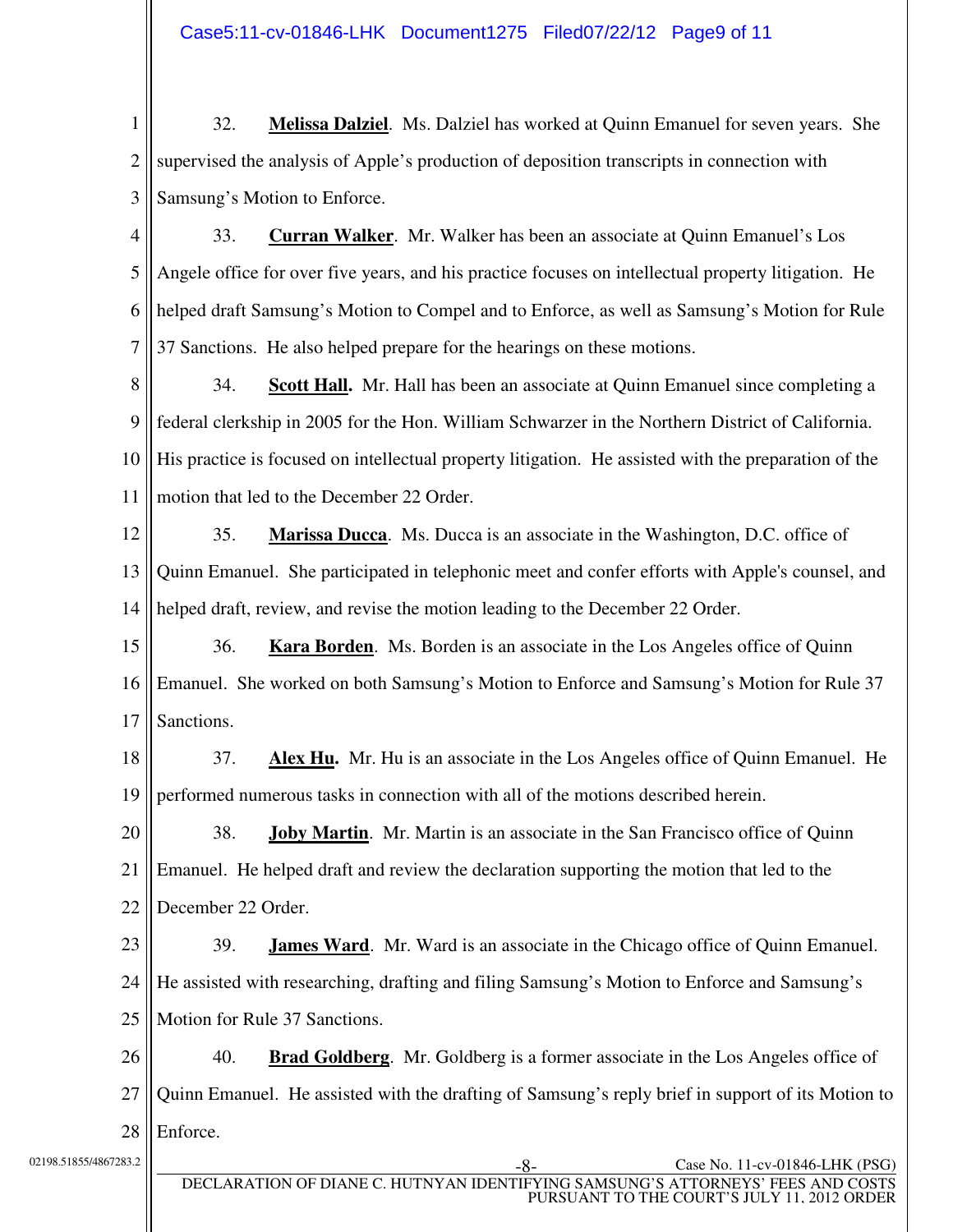32. **Melissa Dalziel**. Ms. Dalziel has worked at Quinn Emanuel for seven years. She supervised the analysis of Apple's production of deposition transcripts in connection with Samsung's Motion to Enforce.

33. **Curran Walker**. Mr. Walker has been an associate at Quinn Emanuel's Los Angele office for over five years, and his practice focuses on intellectual property litigation. He helped draft Samsung's Motion to Compel and to Enforce, as well as Samsung's Motion for Rule 37 Sanctions. He also helped prepare for the hearings on these motions.

34. **Scott Hall.** Mr. Hall has been an associate at Quinn Emanuel since completing a federal clerkship in 2005 for the Hon. William Schwarzer in the Northern District of California. His practice is focused on intellectual property litigation. He assisted with the preparation of the motion that led to the December 22 Order.

35. **Marissa Ducca**. Ms. Ducca is an associate in the Washington, D.C. office of Quinn Emanuel. She participated in telephonic meet and confer efforts with Apple's counsel, and helped draft, review, and revise the motion leading to the December 22 Order.

36. **Kara Borden**. Ms. Borden is an associate in the Los Angeles office of Quinn Emanuel. She worked on both Samsung's Motion to Enforce and Samsung's Motion for Rule 37 Sanctions.

37. **Alex Hu.** Mr. Hu is an associate in the Los Angeles office of Quinn Emanuel. He performed numerous tasks in connection with all of the motions described herein.

38. **Joby Martin**. Mr. Martin is an associate in the San Francisco office of Quinn Emanuel. He helped draft and review the declaration supporting the motion that led to the December 22 Order.

39. **James Ward**. Mr. Ward is an associate in the Chicago office of Quinn Emanuel. He assisted with researching, drafting and filing Samsung's Motion to Enforce and Samsung's Motion for Rule 37 Sanctions.

40. **Brad Goldberg**. Mr. Goldberg is a former associate in the Los Angeles office of Quinn Emanuel. He assisted with the drafting of Samsung's reply brief in support of its Motion to Enforce.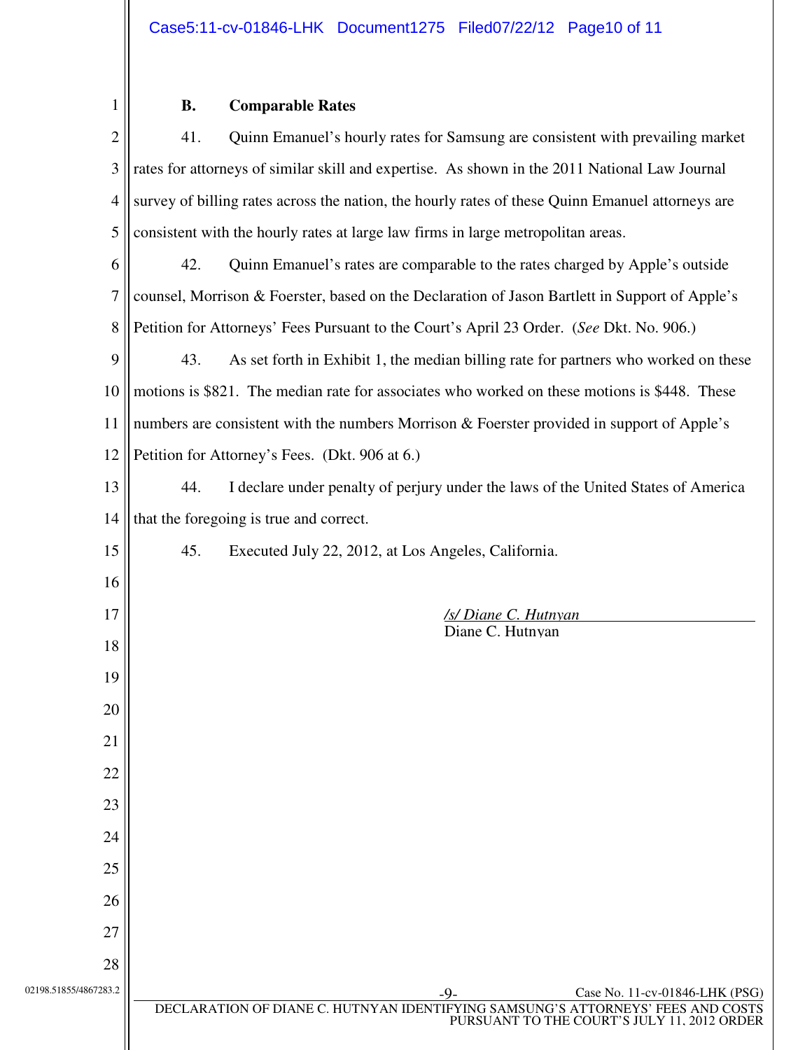### B. Comparable Rates

41. Quinn Emanuel's hourly rates for Samsung are consistent with prevailing market rates for attorneys of similar skill and expertise. As shown in the 2011 National Law Journal survey of billing rates across the nation, the hourly rates of these Quinn Emanuel attorneys are consistent with the hourly rates at large law firms in large metropolitan areas.

42. Quinn Emanuel's rates are comparable to the rates charged by Apple's outside counsel, Morrison & Foerster, based on the Declaration of Jason Bartlett in Support of Apple's Petition for Attorneys' Fees Pursuant to the Court's April 23 Order. (*See* Dkt. No. 906.)

43. As set forth in Exhibit 1, the median billing rate for partners who worked on these motions is $821. The median rate for associates who worked on these motions is $448. These numbers are consistent with the numbers Morrison & Foerster provided in support of Apple's Petition for Attorney's Fees. (Dkt. 906 at 6.)

44. I declare under penalty of perjury under the laws of the United States of America that the foregoing is true and correct.

45. Executed July 22, 2012, at Los Angeles, California.

*/s/ Diane C. Hutnyan*
Diane C. Hutnyan

DECLARATION OF DIANE C. HUTNYAN IDENTIFYING SAMSUNG'S ATTORNEYS' FEES AND COSTS PURSUANT TO THE COURT'S JULY 11, 2012 ORDER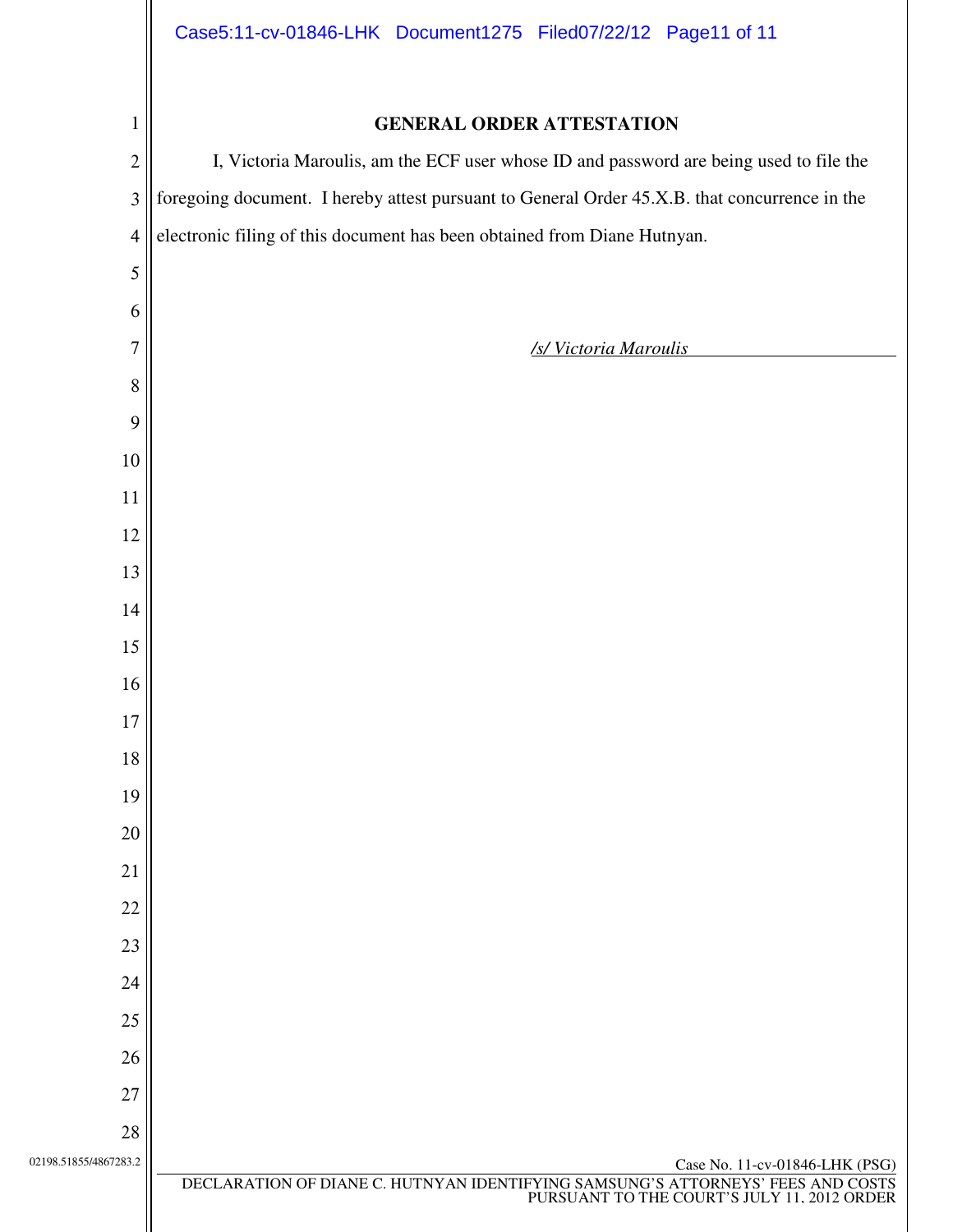## GENERAL ORDER ATTESTATION

I, Victoria Maroulis, am the ECF user whose ID and password are being used to file the foregoing document. I hereby attest pursuant to General Order 45.X.B. that concurrence in the electronic filing of this document has been obtained from Diane Hutnyan.

*/s/ Victoria Maroulis*